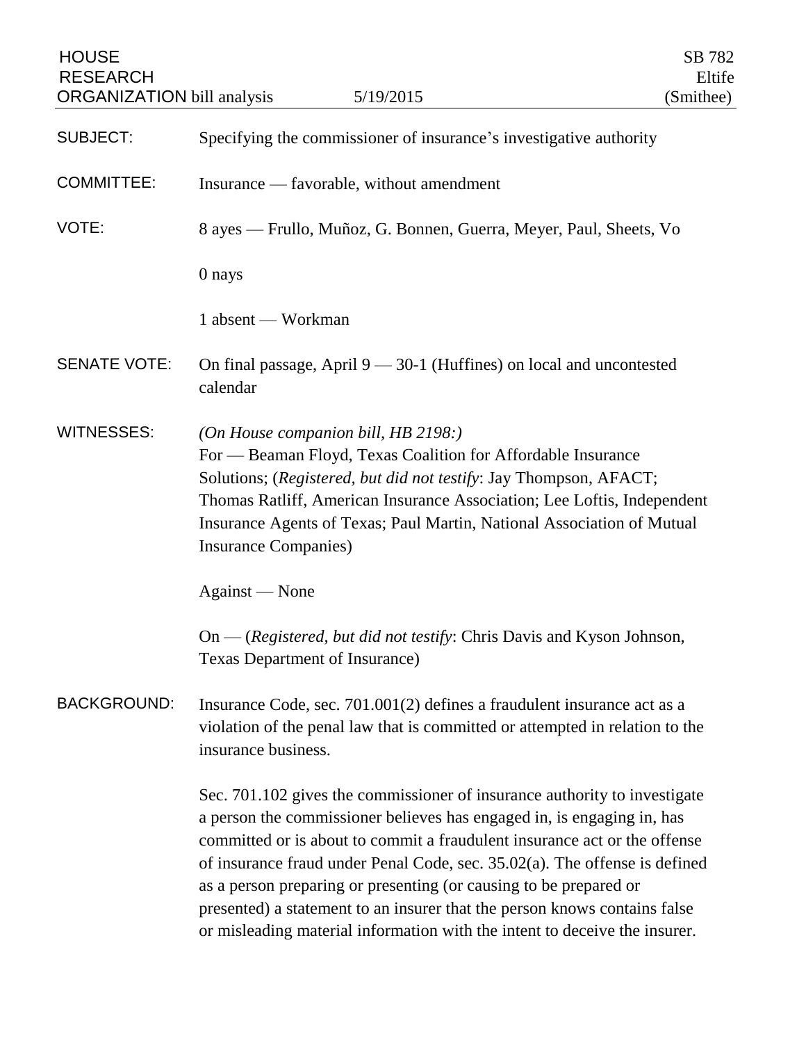HOUSE RESEARCH ORGANIZATION bill analysis — 5/19/2015 — SB 782 Eltife (Smithee)

| | |
|---|---|
| SUBJECT: | Specifying the commissioner of insurance's investigative authority |
| COMMITTEE: | Insurance — favorable, without amendment |
| VOTE: | 8 ayes — Frullo, Muñoz, G. Bonnen, Guerra, Meyer, Paul, Sheets, Vo<br><br>0 nays<br><br>1 absent — Workman |
| SENATE VOTE: | On final passage, April 9 — 30-1 (Huffines) on local and uncontested calendar |
| WITNESSES: | *(On House companion bill, HB 2198:)*<br>For — Beaman Floyd, Texas Coalition for Affordable Insurance Solutions; (*Registered, but did not testify*: Jay Thompson, AFACT; Thomas Ratliff, American Insurance Association; Lee Loftis, Independent Insurance Agents of Texas; Paul Martin, National Association of Mutual Insurance Companies)<br><br>Against — None<br><br>On — (*Registered, but did not testify*: Chris Davis and Kyson Johnson, Texas Department of Insurance) |
| BACKGROUND: | Insurance Code, sec. 701.001(2) defines a fraudulent insurance act as a violation of the penal law that is committed or attempted in relation to the insurance business.<br><br>Sec. 701.102 gives the commissioner of insurance authority to investigate a person the commissioner believes has engaged in, is engaging in, has committed or is about to commit a fraudulent insurance act or the offense of insurance fraud under Penal Code, sec. 35.02(a). The offense is defined as a person preparing or presenting (or causing to be prepared or presented) a statement to an insurer that the person knows contains false or misleading material information with the intent to deceive the insurer. |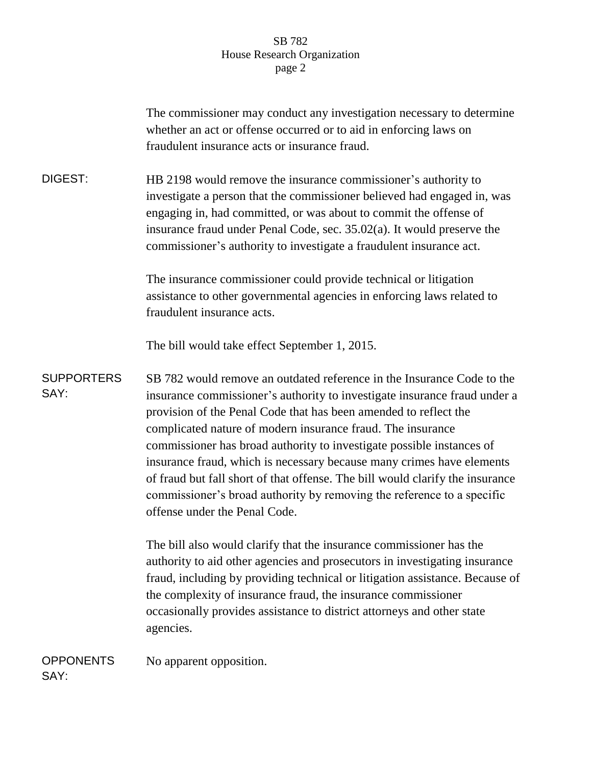The commissioner may conduct any investigation necessary to determine whether an act or offense occurred or to aid in enforcing laws on fraudulent insurance acts or insurance fraud.

**DIGEST:**

HB 2198 would remove the insurance commissioner's authority to investigate a person that the commissioner believed had engaged in, was engaging in, had committed, or was about to commit the offense of insurance fraud under Penal Code, sec. 35.02(a). It would preserve the commissioner's authority to investigate a fraudulent insurance act.

The insurance commissioner could provide technical or litigation assistance to other governmental agencies in enforcing laws related to fraudulent insurance acts.

The bill would take effect September 1, 2015.

**SUPPORTERS SAY:**

SB 782 would remove an outdated reference in the Insurance Code to the insurance commissioner's authority to investigate insurance fraud under a provision of the Penal Code that has been amended to reflect the complicated nature of modern insurance fraud. The insurance commissioner has broad authority to investigate possible instances of insurance fraud, which is necessary because many crimes have elements of fraud but fall short of that offense. The bill would clarify the insurance commissioner's broad authority by removing the reference to a specific offense under the Penal Code.

The bill also would clarify that the insurance commissioner has the authority to aid other agencies and prosecutors in investigating insurance fraud, including by providing technical or litigation assistance. Because of the complexity of insurance fraud, the insurance commissioner occasionally provides assistance to district attorneys and other state agencies.

**OPPONENTS SAY:**

No apparent opposition.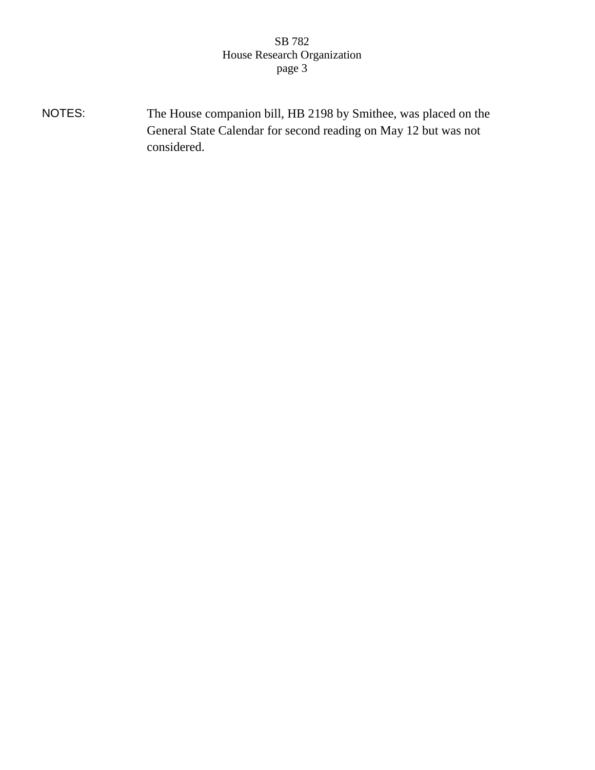NOTES: The House companion bill, HB 2198 by Smithee, was placed on the General State Calendar for second reading on May 12 but was not considered.